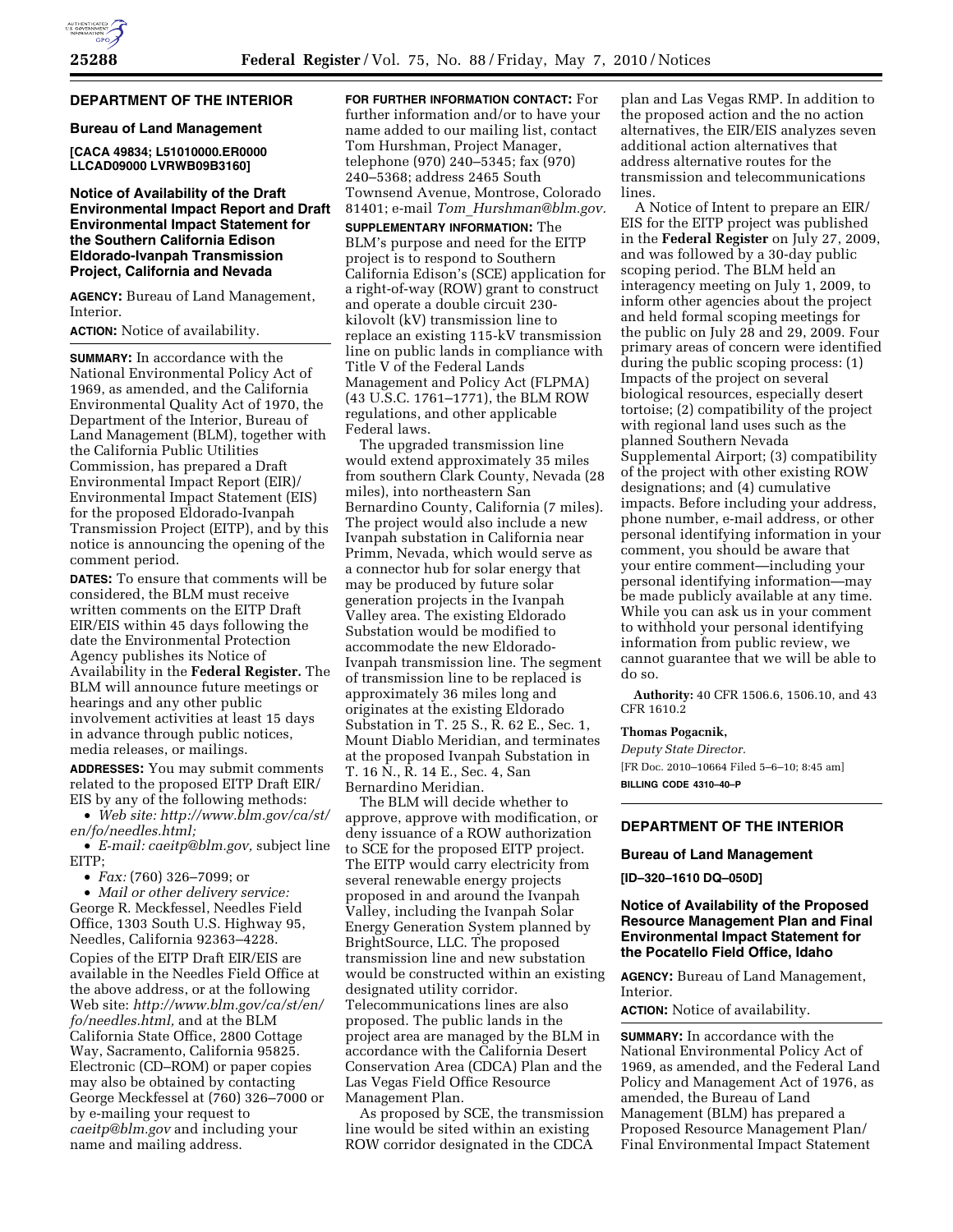## DEPARTMENT OF THE INTERIOR

### Bureau of Land Management

**[CACA 49834; L51010000.ER0000 LLCAD09000 LVRWB09B3160]**

### Notice of Availability of the Draft Environmental Impact Report and Draft Environmental Impact Statement for the Southern California Edison Eldorado-Ivanpah Transmission Project, California and Nevada

**AGENCY:** Bureau of Land Management, Interior.

**ACTION:** Notice of availability.

**SUMMARY:** In accordance with the National Environmental Policy Act of 1969, as amended, and the California Environmental Quality Act of 1970, the Department of the Interior, Bureau of Land Management (BLM), together with the California Public Utilities Commission, has prepared a Draft Environmental Impact Report (EIR)/ Environmental Impact Statement (EIS) for the proposed Eldorado-Ivanpah Transmission Project (EITP), and by this notice is announcing the opening of the comment period.

**DATES:** To ensure that comments will be considered, the BLM must receive written comments on the EITP Draft EIR/EIS within 45 days following the date the Environmental Protection Agency publishes its Notice of Availability in the **Federal Register.** The BLM will announce future meetings or hearings and any other public involvement activities at least 15 days in advance through public notices, media releases, or mailings.

**ADDRESSES:** You may submit comments related to the proposed EITP Draft EIR/ EIS by any of the following methods:

- *Web site: http://www.blm.gov/ca/st/en/fo/needles.html;*
- *E-mail: caeitp@blm.gov,* subject line EITP;
- *Fax:* (760) 326–7099; or
- *Mail or other delivery service:* George R. Meckfessel, Needles Field Office, 1303 South U.S. Highway 95, Needles, California 92363–4228.

Copies of the EITP Draft EIR/EIS are available in the Needles Field Office at the above address, or at the following Web site: *http://www.blm.gov/ca/st/en/fo/needles.html,* and at the BLM California State Office, 2800 Cottage Way, Sacramento, California 95825. Electronic (CD–ROM) or paper copies may also be obtained by contacting George Meckfessel at (760) 326–7000 or by e-mailing your request to *caeitp@blm.gov* and including your name and mailing address.

**FOR FURTHER INFORMATION CONTACT:** For further information and/or to have your name added to our mailing list, contact Tom Hurshman, Project Manager, telephone (970) 240–5345; fax (970) 240–5368; address 2465 South Townsend Avenue, Montrose, Colorado 81401; e-mail *Tom_Hurshman@blm.gov.*

**SUPPLEMENTARY INFORMATION:** The BLM's purpose and need for the EITP project is to respond to Southern California Edison's (SCE) application for a right-of-way (ROW) grant to construct and operate a double circuit 230-kilovolt (kV) transmission line to replace an existing 115-kV transmission line on public lands in compliance with Title V of the Federal Lands Management and Policy Act (FLPMA) (43 U.S.C. 1761–1771), the BLM ROW regulations, and other applicable Federal laws.

The upgraded transmission line would extend approximately 35 miles from southern Clark County, Nevada (28 miles), into northeastern San Bernardino County, California (7 miles). The project would also include a new Ivanpah substation in California near Primm, Nevada, which would serve as a connector hub for solar energy that may be produced by future solar generation projects in the Ivanpah Valley area. The existing Eldorado Substation would be modified to accommodate the new Eldorado-Ivanpah transmission line. The segment of transmission line to be replaced is approximately 36 miles long and originates at the existing Eldorado Substation in T. 25 S., R. 62 E., Sec. 1, Mount Diablo Meridian, and terminates at the proposed Ivanpah Substation in T. 16 N., R. 14 E., Sec. 4, San Bernardino Meridian.

The BLM will decide whether to approve, approve with modification, or deny issuance of a ROW authorization to SCE for the proposed EITP project. The EITP would carry electricity from several renewable energy projects proposed in and around the Ivanpah Valley, including the Ivanpah Solar Energy Generation System planned by BrightSource, LLC. The proposed transmission line and new substation would be constructed within an existing designated utility corridor. Telecommunications lines are also proposed. The public lands in the project area are managed by the BLM in accordance with the California Desert Conservation Area (CDCA) Plan and the Las Vegas Field Office Resource Management Plan.

As proposed by SCE, the transmission line would be sited within an existing ROW corridor designated in the CDCA plan and Las Vegas RMP. In addition to the proposed action and the no action alternatives, the EIR/EIS analyzes seven additional action alternatives that address alternative routes for the transmission and telecommunications lines.

A Notice of Intent to prepare an EIR/ EIS for the EITP project was published in the **Federal Register** on July 27, 2009, and was followed by a 30-day public scoping period. The BLM held an interagency meeting on July 1, 2009, to inform other agencies about the project and held formal scoping meetings for the public on July 28 and 29, 2009. Four primary areas of concern were identified during the public scoping process: (1) Impacts of the project on several biological resources, especially desert tortoise; (2) compatibility of the project with regional land uses such as the planned Southern Nevada Supplemental Airport; (3) compatibility of the project with other existing ROW designations; and (4) cumulative impacts. Before including your address, phone number, e-mail address, or other personal identifying information in your comment, you should be aware that your entire comment—including your personal identifying information—may be made publicly available at any time. While you can ask us in your comment to withhold your personal identifying information from public review, we cannot guarantee that we will be able to do so.

**Authority:** 40 CFR 1506.6, 1506.10, and 43 CFR 1610.2

**Thomas Pogacnik,**

*Deputy State Director.*

[FR Doc. 2010–10664 Filed 5–6–10; 8:45 am]

**BILLING CODE 4310–40–P**

---

## DEPARTMENT OF THE INTERIOR

### Bureau of Land Management

**[ID–320–1610 DQ–050D]**

### Notice of Availability of the Proposed Resource Management Plan and Final Environmental Impact Statement for the Pocatello Field Office, Idaho

**AGENCY:** Bureau of Land Management, Interior.

**ACTION:** Notice of availability.

**SUMMARY:** In accordance with the National Environmental Policy Act of 1969, as amended, and the Federal Land Policy and Management Act of 1976, as amended, the Bureau of Land Management (BLM) has prepared a Proposed Resource Management Plan/ Final Environmental Impact Statement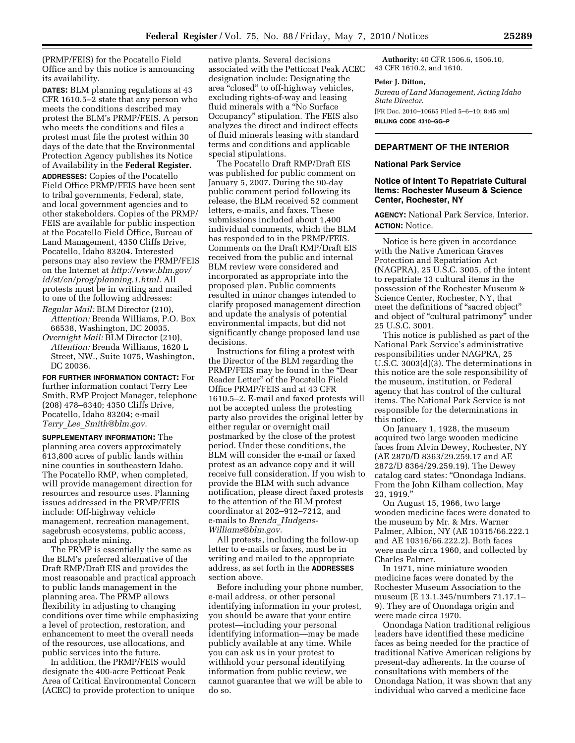(PRMP/FEIS) for the Pocatello Field Office and by this notice is announcing its availability.

**DATES:** BLM planning regulations at 43 CFR 1610.5–2 state that any person who meets the conditions described may protest the BLM's PRMP/FEIS. A person who meets the conditions and files a protest must file the protest within 30 days of the date that the Environmental Protection Agency publishes its Notice of Availability in the **Federal Register.**

**ADDRESSES:** Copies of the Pocatello Field Office PRMP/FEIS have been sent to tribal governments, Federal, state, and local government agencies and to other stakeholders. Copies of the PRMP/FEIS are available for public inspection at the Pocatello Field Office, Bureau of Land Management, 4350 Cliffs Drive, Pocatello, Idaho 83204. Interested persons may also review the PRMP/FEIS on the Internet at *http://www.blm.gov/id/st/en/prog/planning.1.html.* All protests must be in writing and mailed to one of the following addresses:

*Regular Mail:* BLM Director (210), *Attention:* Brenda Williams, P.O. Box 66538, Washington, DC 20035.

*Overnight Mail:* BLM Director (210), *Attention:* Brenda Williams, 1620 L Street, NW., Suite 1075, Washington, DC 20036.

**FOR FURTHER INFORMATION CONTACT:** For further information contact Terry Lee Smith, RMP Project Manager, telephone (208) 478–6340; 4350 Cliffs Drive, Pocatello, Idaho 83204; e-mail *Terry_Lee_Smith@blm.gov.*

**SUPPLEMENTARY INFORMATION:** The planning area covers approximately 613,800 acres of public lands within nine counties in southeastern Idaho. The Pocatello RMP, when completed, will provide management direction for resources and resource uses. Planning issues addressed in the PRMP/FEIS include: Off-highway vehicle management, recreation management, sagebrush ecosystems, public access, and phosphate mining.

The PRMP is essentially the same as the BLM's preferred alternative of the Draft RMP/Draft EIS and provides the most reasonable and practical approach to public lands management in the planning area. The PRMP allows flexibility in adjusting to changing conditions over time while emphasizing a level of protection, restoration, and enhancement to meet the overall needs of the resources, use allocations, and public services into the future.

In addition, the PRMP/FEIS would designate the 400-acre Petticoat Peak Area of Critical Environmental Concern (ACEC) to provide protection to unique native plants. Several decisions associated with the Petticoat Peak ACEC designation include: Designating the area "closed" to off-highway vehicles, excluding rights-of-way and leasing fluid minerals with a "No Surface Occupancy" stipulation. The FEIS also analyzes the direct and indirect effects of fluid minerals leasing with standard terms and conditions and applicable special stipulations.

The Pocatello Draft RMP/Draft EIS was published for public comment on January 5, 2007. During the 90-day public comment period following its release, the BLM received 52 comment letters, e-mails, and faxes. These submissions included about 1,400 individual comments, which the BLM has responded to in the PRMP/FEIS. Comments on the Draft RMP/Draft EIS received from the public and internal BLM review were considered and incorporated as appropriate into the proposed plan. Public comments resulted in minor changes intended to clarify proposed management direction and update the analysis of potential environmental impacts, but did not significantly change proposed land use decisions.

Instructions for filing a protest with the Director of the BLM regarding the PRMP/FEIS may be found in the "Dear Reader Letter" of the Pocatello Field Office PRMP/FEIS and at 43 CFR 1610.5–2. E-mail and faxed protests will not be accepted unless the protesting party also provides the original letter by either regular or overnight mail postmarked by the close of the protest period. Under these conditions, the BLM will consider the e-mail or faxed protest as an advance copy and it will receive full consideration. If you wish to provide the BLM with such advance notification, please direct faxed protests to the attention of the BLM protest coordinator at 202–912–7212, and e-mails to *Brenda_Hudgens-Williams@blm.gov.*

All protests, including the follow-up letter to e-mails or faxes, must be in writing and mailed to the appropriate address, as set forth in the **ADDRESSES** section above.

Before including your phone number, e-mail address, or other personal identifying information in your protest, you should be aware that your entire protest—including your personal identifying information—may be made publicly available at any time. While you can ask us in your protest to withhold your personal identifying information from public review, we cannot guarantee that we will be able to do so.

**Authority:** 40 CFR 1506.6, 1506.10, 43 CFR 1610.2, and 1610.

**Peter J. Ditton,**

*Bureau of Land Management, Acting Idaho State Director.*

[FR Doc. 2010–10665 Filed 5–6–10; 8:45 am]

**BILLING CODE 4310–GG–P**

---

## DEPARTMENT OF THE INTERIOR

### National Park Service

### Notice of Intent To Repatriate Cultural Items: Rochester Museum & Science Center, Rochester, NY

**AGENCY:** National Park Service, Interior.

**ACTION:** Notice.

Notice is here given in accordance with the Native American Graves Protection and Repatriation Act (NAGPRA), 25 U.S.C. 3005, of the intent to repatriate 13 cultural items in the possession of the Rochester Museum & Science Center, Rochester, NY, that meet the definitions of "sacred object" and object of "cultural patrimony" under 25 U.S.C. 3001.

This notice is published as part of the National Park Service's administrative responsibilities under NAGPRA, 25 U.S.C. 3003(d)(3). The determinations in this notice are the sole responsibility of the museum, institution, or Federal agency that has control of the cultural items. The National Park Service is not responsible for the determinations in this notice.

On January 1, 1928, the museum acquired two large wooden medicine faces from Alvin Dewey, Rochester, NY (AE 2870/D 8363/29.259.17 and AE 2872/D 8364/29.259.19). The Dewey catalog card states: "Onondaga Indians. From the John Kilham collection, May 23, 1919."

On August 15, 1966, two large wooden medicine faces were donated to the museum by Mr. & Mrs. Warner Palmer, Albion, NY (AE 10315/66.222.1 and AE 10316/66.222.2). Both faces were made circa 1960, and collected by Charles Palmer.

In 1971, nine miniature wooden medicine faces were donated by the Rochester Museum Association to the museum (E 13.1.345/numbers 71.17.1–9). They are of Onondaga origin and were made circa 1970.

Onondaga Nation traditional religious leaders have identified these medicine faces as being needed for the practice of traditional Native American religions by present-day adherents. In the course of consultations with members of the Onondaga Nation, it was shown that any individual who carved a medicine face